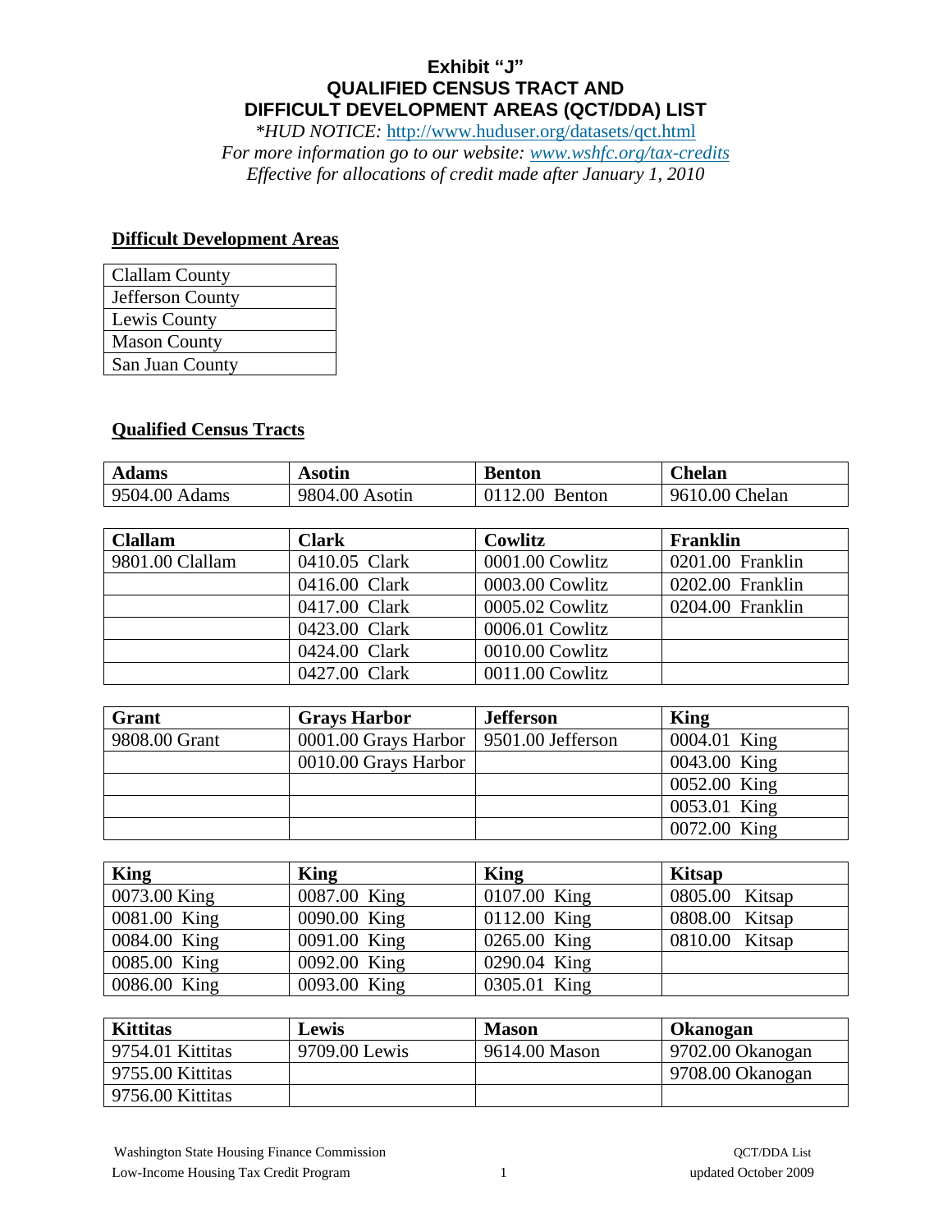# Exhibit "J"
# QUALIFIED CENSUS TRACT AND DIFFICULT DEVELOPMENT AREAS (QCT/DDA) LIST

*\*HUD NOTICE:* http://www.huduser.org/datasets/qct.html

*For more information go to our website: www.wshfc.org/tax-credits*

*Effective for allocations of credit made after January 1, 2010*

## Difficult Development Areas

| Clallam County |
|---|
| Jefferson County |
| Lewis County |
| Mason County |
| San Juan County |

## Qualified Census Tracts

| Adams | Asotin | Benton | Chelan |
|---|---|---|---|
| 9504.00 Adams | 9804.00 Asotin | 0112.00 Benton | 9610.00 Chelan |

| Clallam | Clark | Cowlitz | Franklin |
|---|---|---|---|
| 9801.00 Clallam | 0410.05 Clark | 0001.00 Cowlitz | 0201.00 Franklin |
| | 0416.00 Clark | 0003.00 Cowlitz | 0202.00 Franklin |
| | 0417.00 Clark | 0005.02 Cowlitz | 0204.00 Franklin |
| | 0423.00 Clark | 0006.01 Cowlitz | |
| | 0424.00 Clark | 0010.00 Cowlitz | |
| | 0427.00 Clark | 0011.00 Cowlitz | |

| Grant | Grays Harbor | Jefferson | King |
|---|---|---|---|
| 9808.00 Grant | 0001.00 Grays Harbor | 9501.00 Jefferson | 0004.01 King |
| | 0010.00 Grays Harbor | | 0043.00 King |
| | | | 0052.00 King |
| | | | 0053.01 King |
| | | | 0072.00 King |

| King | King | King | Kitsap |
|---|---|---|---|
| 0073.00 King | 0087.00 King | 0107.00 King | 0805.00 Kitsap |
| 0081.00 King | 0090.00 King | 0112.00 King | 0808.00 Kitsap |
| 0084.00 King | 0091.00 King | 0265.00 King | 0810.00 Kitsap |
| 0085.00 King | 0092.00 King | 0290.04 King | |
| 0086.00 King | 0093.00 King | 0305.01 King | |

| Kittitas | Lewis | Mason | Okanogan |
|---|---|---|---|
| 9754.01 Kittitas | 9709.00 Lewis | 9614.00 Mason | 9702.00 Okanogan |
| 9755.00 Kittitas | | | 9708.00 Okanogan |
| 9756.00 Kittitas | | | |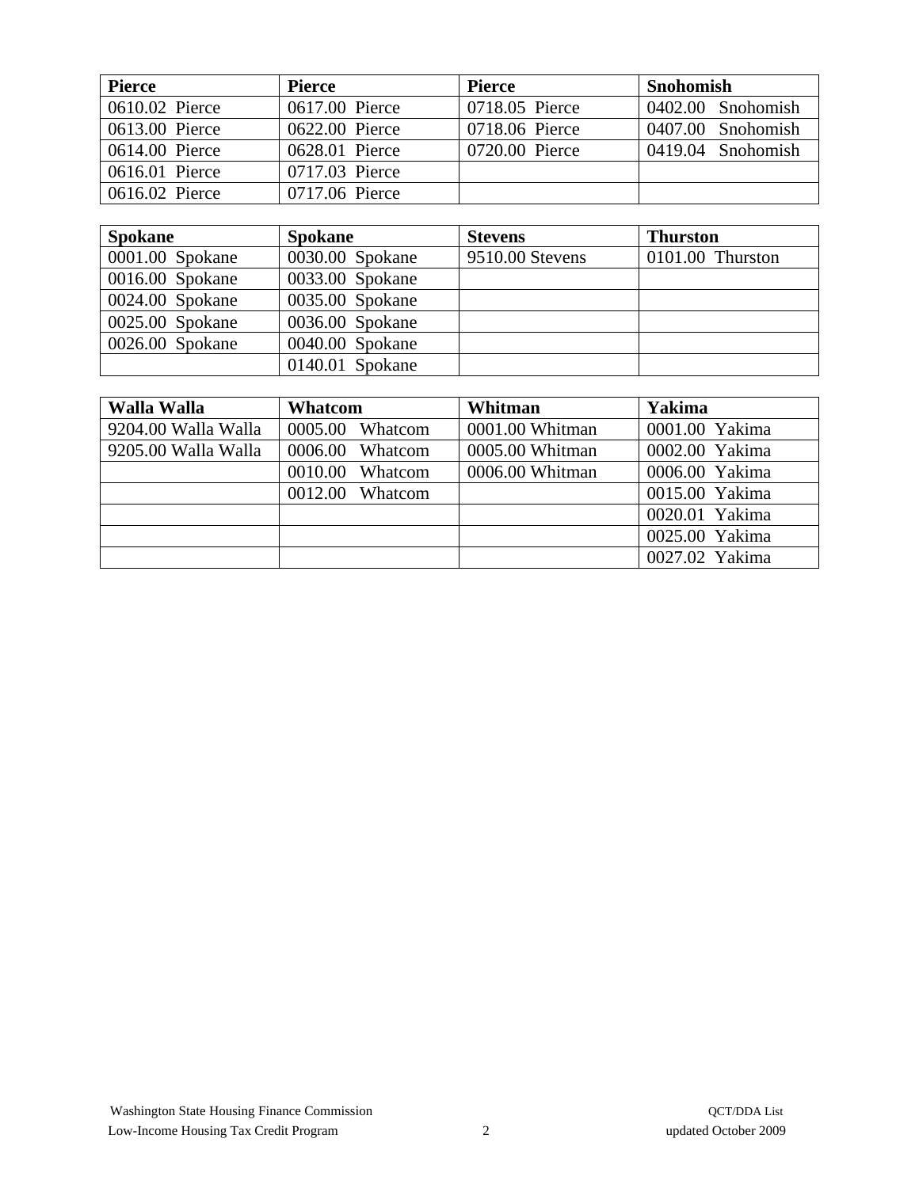| Pierce | Pierce | Pierce | Snohomish |
|---|---|---|---|
| 0610.02 Pierce | 0617.00 Pierce | 0718.05 Pierce | 0402.00 Snohomish |
| 0613.00 Pierce | 0622.00 Pierce | 0718.06 Pierce | 0407.00 Snohomish |
| 0614.00 Pierce | 0628.01 Pierce | 0720.00 Pierce | 0419.04 Snohomish |
| 0616.01 Pierce | 0717.03 Pierce | | |
| 0616.02 Pierce | 0717.06 Pierce | | |

| Spokane | Spokane | Stevens | Thurston |
|---|---|---|---|
| 0001.00 Spokane | 0030.00 Spokane | 9510.00 Stevens | 0101.00 Thurston |
| 0016.00 Spokane | 0033.00 Spokane | | |
| 0024.00 Spokane | 0035.00 Spokane | | |
| 0025.00 Spokane | 0036.00 Spokane | | |
| 0026.00 Spokane | 0040.00 Spokane | | |
| | 0140.01 Spokane | | |

| Walla Walla | Whatcom | Whitman | Yakima |
|---|---|---|---|
| 9204.00 Walla Walla | 0005.00 Whatcom | 0001.00 Whitman | 0001.00 Yakima |
| 9205.00 Walla Walla | 0006.00 Whatcom | 0005.00 Whitman | 0002.00 Yakima |
| | 0010.00 Whatcom | 0006.00 Whitman | 0006.00 Yakima |
| | 0012.00 Whatcom | | 0015.00 Yakima |
| | | | 0020.01 Yakima |
| | | | 0025.00 Yakima |
| | | | 0027.02 Yakima |